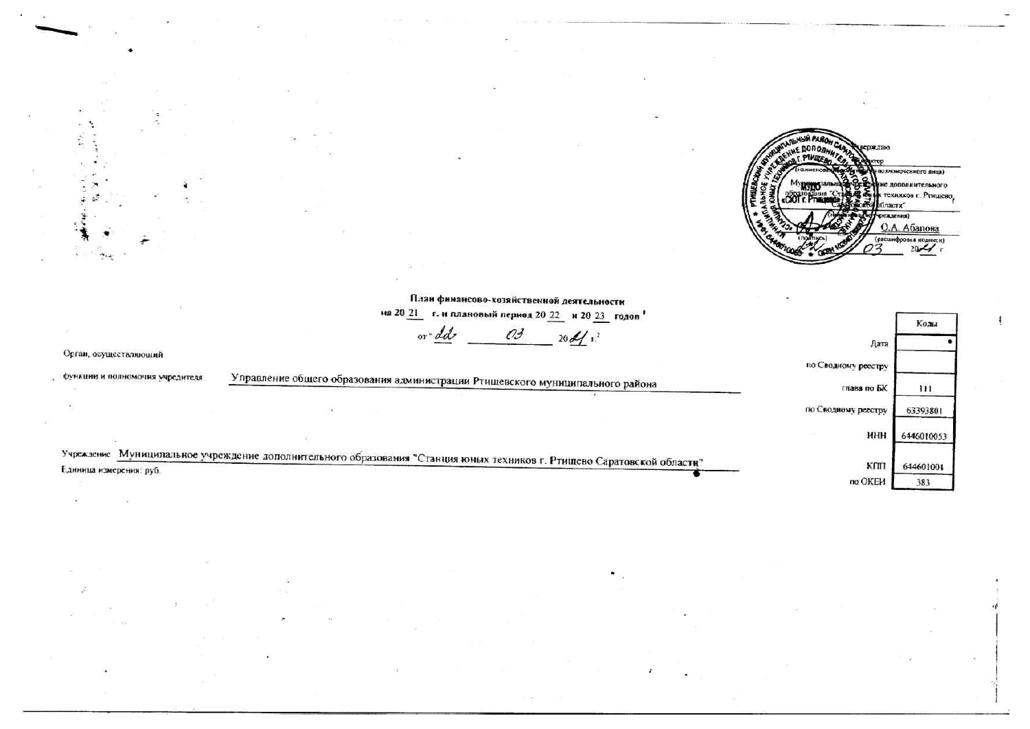Утверждаю

Директор

(наименование должности уполномоченного лица)

Муниципальное учреждение дополнительного образования "Станция юных техников г. Ртищево Саратовской области"

(наименование учреждения)

_____ О.А. Абапова

(подпись) (расшифровка подписи)

"22" 03 20 21 г.

**План финансово-хозяйственной деятельности**

**на 20 21 г. и плановый период 20 22 и 20 23 годов [1]**

от " 22 " 03 20 21 г. [2]

Орган, осуществляющий функции и полномочия учредителя: Управление общего образования администрации Ртищевского муниципального района

Учреждение: Муниципальное учреждение дополнительного образования "Станция юных техников г. Ртищево Саратовской области"

Единица измерения: руб.

| | Коды |
|---|---|
| Дата | |
| по Сводному реестру | |
| глава по БК | 111 |
| по Сводному реестру | 63393801 |
| ИНН | 6446010053 |
| КПП | 644601001 |
| по ОКЕИ | 383 |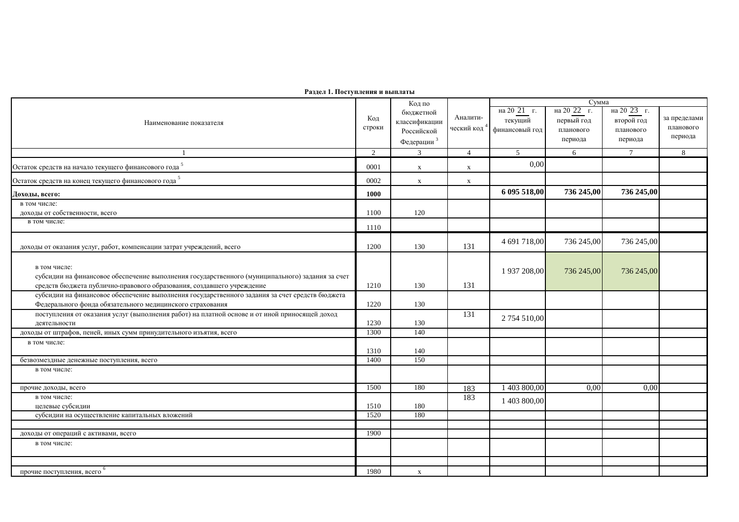**Раздел 1. Поступления и выплаты**

| Наименование показателя | Код строки | Код по бюджетной классификации Российской Федерации [3] | Аналити-ческий код [4] | Сумма | | | |
|---|---|---|---|---|---|---|---|
| | | | | на 20 21 г. текущий финансовый год | на 20 22 г. первый год планового периода | на 20 23 г. второй год планового периода | за пределами планового периода |
| 1 | 2 | 3 | 4 | 5 | 6 | 7 | 8 |
| Остаток средств на начало текущего финансового года [5] | 0001 | x | x | 0,00 | | | |
| Остаток средств на конец текущего финансового года [5] | 0002 | x | x | | | | |
| **Доходы, всего:** | **1000** | | | **6 095 518,00** | **736 245,00** | **736 245,00** | |
| в том числе: доходы от собственности, всего | 1100 | 120 | | | | | |
| в том числе: | 1110 | | | | | | |
| доходы от оказания услуг, работ, компенсации затрат учреждений, всего | 1200 | 130 | 131 | 4 691 718,00 | 736 245,00 | 736 245,00 | |
| в том числе: субсидии на финансовое обеспечение выполнения государственного (муниципального) задания за счет средств бюджета публично-правового образования, создавшего учреждение | 1210 | 130 | 131 | 1 937 208,00 | 736 245,00 | 736 245,00 | |
| субсидии на финансовое обеспечение выполнения государственного задания за счет средств бюджета Федерального фонда обязательного медицинского страхования | 1220 | 130 | | | | | |
| поступления от оказания услуг (выполнения работ) на платной основе и от иной приносящей доход деятельности | 1230 | 130 | 131 | 2 754 510,00 | | | |
| доходы от штрафов, пеней, иных сумм принудительного изъятия, всего | 1300 | 140 | | | | | |
| в том числе: | 1310 | 140 | | | | | |
| безвозмездные денежные поступления, всего | 1400 | 150 | | | | | |
| в том числе: | | | | | | | |
| прочие доходы, всего | 1500 | 180 | 183 | 1 403 800,00 | 0,00 | 0,00 | |
| в том числе: целевые субсидии | 1510 | 180 | 183 | 1 403 800,00 | | | |
| субсидии на осуществление капитальных вложений | 1520 | 180 | | | | | |
| | | | | | | | |
| доходы от операций с активами, всего | 1900 | | | | | | |
| в том числе: | | | | | | | |
| | | | | | | | |
| прочие поступления, всего [6] | 1980 | x | | | | | |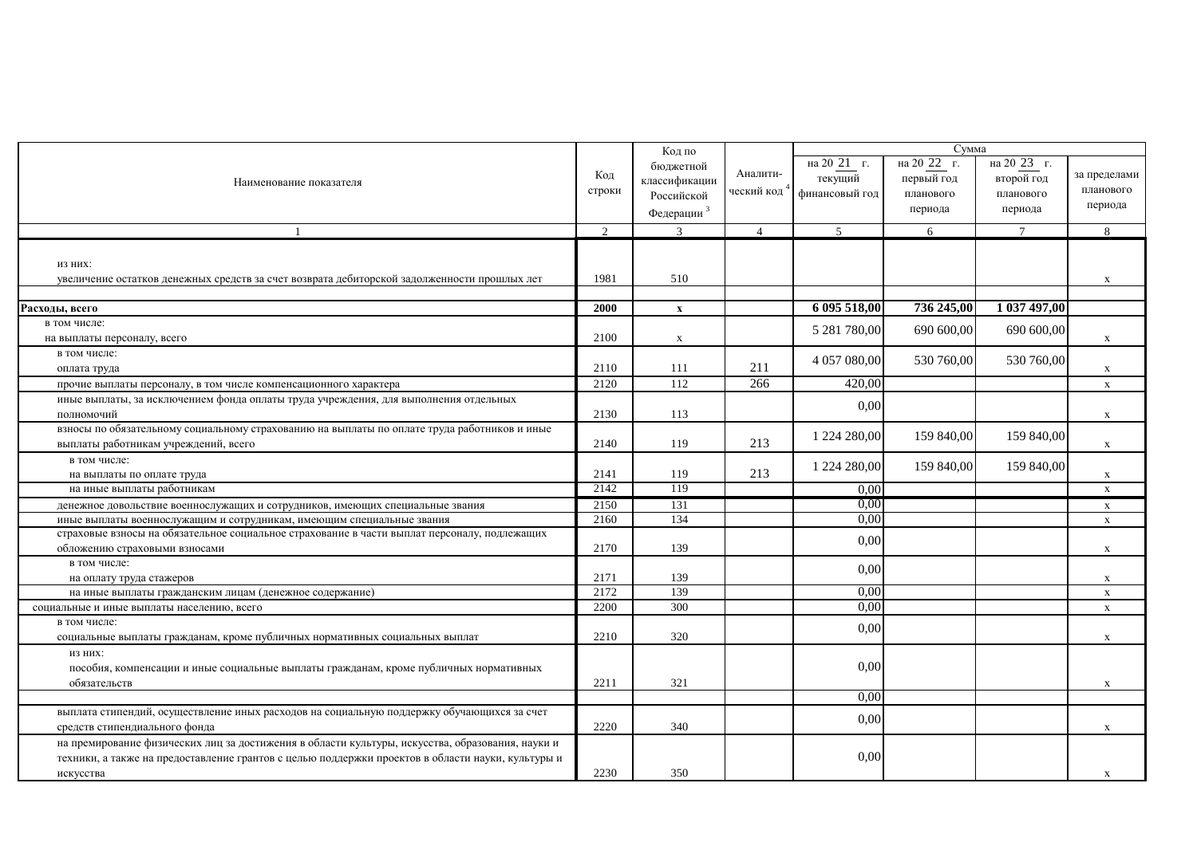| Наименование показателя | Код строки | Код по бюджетной классификации Российской Федерации [3] | Аналити-ческий код [4] | Сумма | | | |
|---|---|---|---|---|---|---|---|
| | | | | на 20 21 г. текущий финансовый год | на 20 22 г. первый год планового периода | на 20 23 г. второй год планового периода | за пределами планового периода |
| 1 | 2 | 3 | 4 | 5 | 6 | 7 | 8 |
| из них: увеличение остатков денежных средств за счет возврата дебиторской задолженности прошлых лет | 1981 | 510 | | | | | x |
| | | | | | | | |
| **Расходы, всего** | **2000** | **x** | | **6 095 518,00** | **736 245,00** | **1 037 497,00** | |
| в том числе: на выплаты персоналу, всего | 2100 | x | | 5 281 780,00 | 690 600,00 | 690 600,00 | x |
| в том числе: оплата труда | 2110 | 111 | 211 | 4 057 080,00 | 530 760,00 | 530 760,00 | x |
| прочие выплаты персоналу, в том числе компенсационного характера | 2120 | 112 | 266 | 420,00 | | | x |
| иные выплаты, за исключением фонда оплаты труда учреждения, для выполнения отдельных полномочий | 2130 | 113 | | 0,00 | | | x |
| взносы по обязательному социальному страхованию на выплаты по оплате труда работников и иные выплаты работникам учреждений, всего | 2140 | 119 | 213 | 1 224 280,00 | 159 840,00 | 159 840,00 | x |
| в том числе: на выплаты по оплате труда | 2141 | 119 | 213 | 1 224 280,00 | 159 840,00 | 159 840,00 | x |
| на иные выплаты работникам | 2142 | 119 | | 0,00 | | | x |
| денежное довольствие военнослужащих и сотрудников, имеющих специальные звания | 2150 | 131 | | 0,00 | | | x |
| иные выплаты военнослужащим и сотрудникам, имеющим специальные звания | 2160 | 134 | | 0,00 | | | x |
| страховые взносы на обязательное социальное страхование в части выплат персоналу, подлежащих обложению страховыми взносами | 2170 | 139 | | 0,00 | | | x |
| в том числе: на оплату труда стажеров | 2171 | 139 | | 0,00 | | | x |
| на иные выплаты гражданским лицам (денежное содержание) | 2172 | 139 | | 0,00 | | | x |
| социальные и иные выплаты населению, всего | 2200 | 300 | | 0,00 | | | x |
| в том числе: социальные выплаты гражданам, кроме публичных нормативных социальных выплат | 2210 | 320 | | 0,00 | | | x |
| из них: пособия, компенсации и иные социальные выплаты гражданам, кроме публичных нормативных обязательств | 2211 | 321 | | 0,00 | | | x |
| | | | | 0,00 | | | |
| выплата стипендий, осуществление иных расходов на социальную поддержку обучающихся за счет средств стипендиального фонда | 2220 | 340 | | 0,00 | | | x |
| на премирование физических лиц за достижения в области культуры, искусства, образования, науки и техники, а также на предоставление грантов с целью поддержки проектов в области науки, культуры и искусства | 2230 | 350 | | 0,00 | | | x |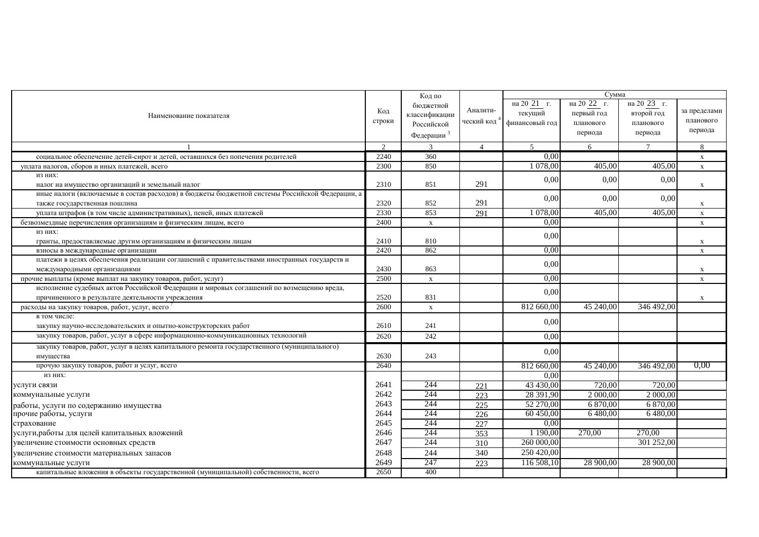| Наименование показателя | Код строки | Код по бюджетной классификации Российской Федерации [3] | Аналити-ческий код [4] | Сумма | | | |
|---|---|---|---|---|---|---|---|
| | | | | на 20 21 г. текущий финансовый год | на 20 22 г. первый год планового периода | на 20 23 г. второй год планового периода | за пределами планового периода |
| 1 | 2 | 3 | 4 | 5 | 6 | 7 | 8 |
| социальное обеспечение детей-сирот и детей, оставшихся без попечения родителей | 2240 | 360 | | 0,00 | | | x |
| уплата налогов, сборов и иных платежей, всего | 2300 | 850 | | 1 078,00 | 405,00 | 405,00 | x |
| из них: налог на имущество организаций и земельный налог | 2310 | 851 | 291 | 0,00 | 0,00 | 0,00 | x |
| иные налоги (включаемые в состав расходов) в бюджеты бюджетной системы Российской Федерации, а также государственная пошлина | 2320 | 852 | 291 | 0,00 | 0,00 | 0,00 | x |
| уплата штрафов (в том числе административных), пеней, иных платежей | 2330 | 853 | 291 | 1 078,00 | 405,00 | 405,00 | x |
| безвозмездные перечисления организациям и физическим лицам, всего | 2400 | x | | 0,00 | | | x |
| из них: гранты, предоставляемые другим организациям и физическим лицам | 2410 | 810 | | 0,00 | | | x |
| взносы в международные организации | 2420 | 862 | | 0,00 | | | x |
| платежи в целях обеспечения реализации соглашений с правительствами иностранных государств и международными организациями | 2430 | 863 | | 0,00 | | | x |
| прочие выплаты (кроме выплат на закупку товаров, работ, услуг) | 2500 | x | | 0,00 | | | x |
| исполнение судебных актов Российской Федерации и мировых соглашений по возмещению вреда, причиненного в результате деятельности учреждения | 2520 | 831 | | 0,00 | | | x |
| расходы на закупку товаров, работ, услуг, всего [7] | 2600 | x | | 812 660,00 | 45 240,00 | 346 492,00 | |
| в том числе: закупку научно-исследовательских и опытно-конструкторских работ | 2610 | 241 | | 0,00 | | | |
| закупку товаров, работ, услуг в сфере информационно-коммуникационных технологий | 2620 | 242 | | 0,00 | | | |
| закупку товаров, работ, услуг в целях капитального ремонта государственного (муниципального) имущества | 2630 | 243 | | 0,00 | | | |
| прочую закупку товаров, работ и услуг, всего | 2640 | | | 812 660,00 | 45 240,00 | 346 492,00 | 0,00 |
| из них: | | | | 0,00 | | | |
| услуги связи | 2641 | 244 | 221 | 43 430,00 | 720,00 | 720,00 | |
| коммунальные услуги | 2642 | 244 | 223 | 28 391,90 | 2 000,00 | 2 000,00 | |
| работы, услуги по содержанию имущества | 2643 | 244 | 225 | 52 270,00 | 6 870,00 | 6 870,00 | |
| прочие работы, услуги | 2644 | 244 | 226 | 60 450,00 | 6 480,00 | 6 480,00 | |
| страхование | 2645 | 244 | 227 | 0,00 | | | |
| услуги,работы для целей капитальных вложений | 2646 | 244 | 353 | 1 190,00 | 270,00 | 270,00 | |
| увеличение стоимости основных средств | 2647 | 244 | 310 | 260 000,00 | | 301 252,00 | |
| увеличение стоимости материальных запасов | 2648 | 244 | 340 | 250 420,00 | | | |
| коммунальные услуги | 2649 | 247 | 223 | 116 508,10 | 28 900,00 | 28 900,00 | |
| капитальные вложения в объекты государственной (муниципальной) собственности, всего | 2650 | 400 | | | | | |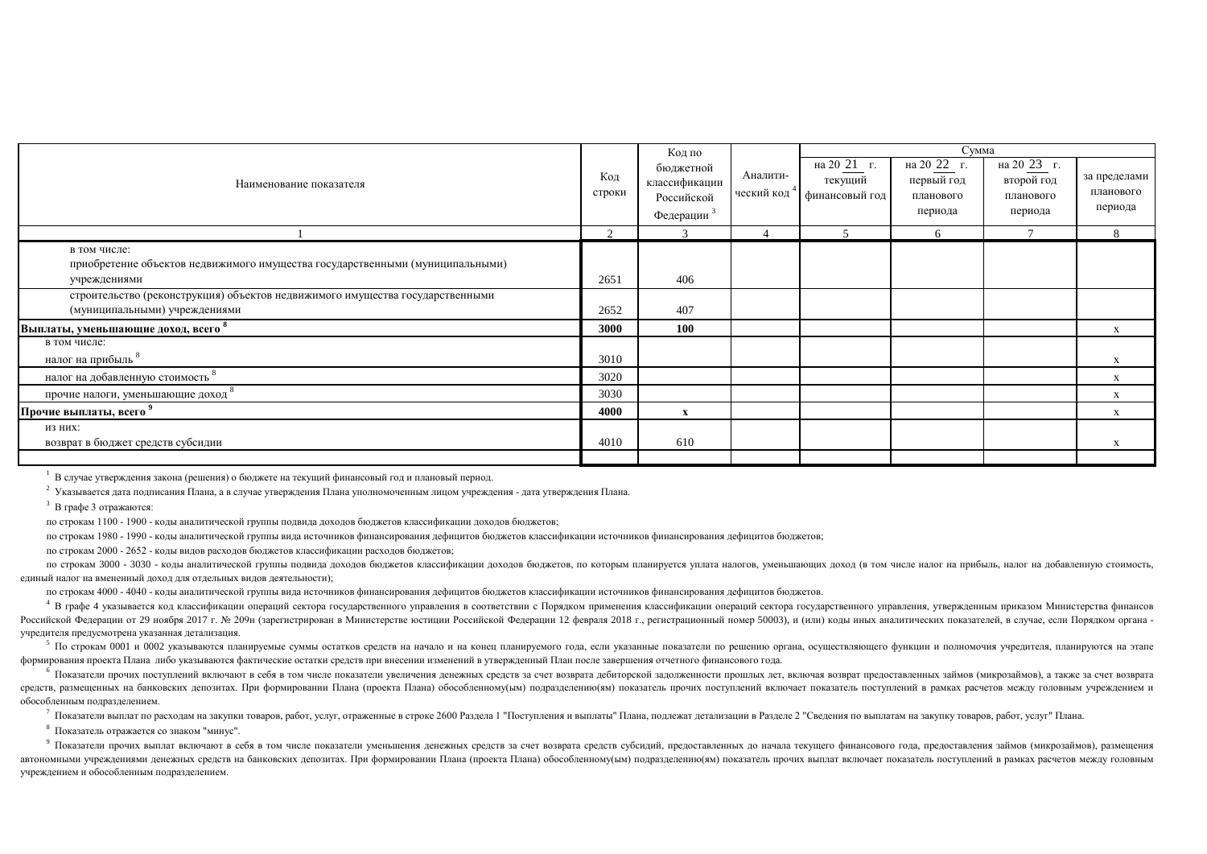| Наименование показателя | Код строки | Код по бюджетной классификации Российской Федерации [3] | Аналити-ческий код [4] | Сумма | | | |
|---|---|---|---|---|---|---|---|
| | | | | на 20 21 г. текущий финансовый год | на 20 22 г. первый год планового периода | на 20 23 г. второй год планового периода | за пределами планового периода |
| 1 | 2 | 3 | 4 | 5 | 6 | 7 | 8 |
| в том числе: приобретение объектов недвижимого имущества государственными (муниципальными) учреждениями | 2651 | 406 | | | | | |
| строительство (реконструкция) объектов недвижимого имущества государственными (муниципальными) учреждениями | 2652 | 407 | | | | | |
| **Выплаты, уменьшающие доход, всего [8]** | **3000** | **100** | | | | | x |
| в том числе: налог на прибыль [8] | 3010 | | | | | | x |
| налог на добавленную стоимость [8] | 3020 | | | | | | x |
| прочие налоги, уменьшающие доход [8] | 3030 | | | | | | x |
| **Прочие выплаты, всего [9]** | **4000** | **x** | | | | | x |
| из них: возврат в бюджет средств субсидии | 4010 | 610 | | | | | x |
| | | | | | | | |

[1] В случае утверждения закона (решения) о бюджете на текущий финансовый год и плановый период.

[2] Указывается дата подписания Плана, а в случае утверждения Плана уполномоченным лицом учреждения - дата утверждения Плана.

[3] В графе 3 отражаются:

по строкам 1100 - 1900 - коды аналитической группы подвида доходов бюджетов классификации доходов бюджетов;

по строкам 1980 - 1990 - коды аналитической группы вида источников финансирования дефицитов бюджетов классификации источников финансирования дефицитов бюджетов;

по строкам 2000 - 2652 - коды видов расходов бюджетов классификации расходов бюджетов;

по строкам 3000 - 3030 - коды аналитической группы подвида доходов бюджетов классификации доходов бюджетов, по которым планируется уплата налогов, уменьшающих доход (в том числе налог на прибыль, налог на добавленную стоимость, единый налог на вмененный доход для отдельных видов деятельности);

по строкам 4000 - 4040 - коды аналитической группы вида источников финансирования дефицитов бюджетов классификации источников финансирования дефицитов бюджетов.

[4] В графе 4 указывается код классификации операций сектора государственного управления в соответствии с Порядком применения классификации операций сектора государственного управления, утвержденным приказом Министерства финансов Российской Федерации от 29 ноября 2017 г. № 209н (зарегистрирован в Министерстве юстиции Российской Федерации 12 февраля 2018 г., регистрационный номер 50003), и (или) коды иных аналитических показателей, в случае, если Порядком органа - учредителя предусмотрена указанная детализация.

[5] По строкам 0001 и 0002 указываются планируемые суммы остатков средств на начало и на конец планируемого года, если указанные показатели по решению органа, осуществляющего функции и полномочия учредителя, планируются на этапе формирования проекта Плана либо указываются фактические остатки средств при внесении изменений в утвержденный План после завершения отчетного финансового года.

[6] Показатели прочих поступлений включают в себя в том числе показатели увеличения денежных средств за счет возврата дебиторской задолженности прошлых лет, включая возврат предоставленных займов (микрозаймов), а также за счет возврата средств, размещенных на банковских депозитах. При формировании Плана (проекта Плана) обособленному(ым) подразделению(ям) показатель прочих поступлений включает показатель поступлений в рамках расчетов между головным учреждением и обособленным подразделением.

[7] Показатели выплат по расходам на закупки товаров, работ, услуг, отраженные в строке 2600 Раздела 1 "Поступления и выплаты" Плана, подлежат детализации в Разделе 2 "Сведения по выплатам на закупку товаров, работ, услуг" Плана.

[8] Показатель отражается со знаком "минус".

[9] Показатели прочих выплат включают в себя в том числе показатели уменьшения денежных средств за счет возврата средств субсидий, предоставленных до начала текущего финансового года, предоставления займов (микрозаймов), размещения автономными учреждениями денежных средств на банковских депозитах. При формировании Плана (проекта Плана) обособленному(ым) подразделению(ям) показатель прочих выплат включает показатель поступлений в рамках расчетов между головным учреждением и обособленным подразделением.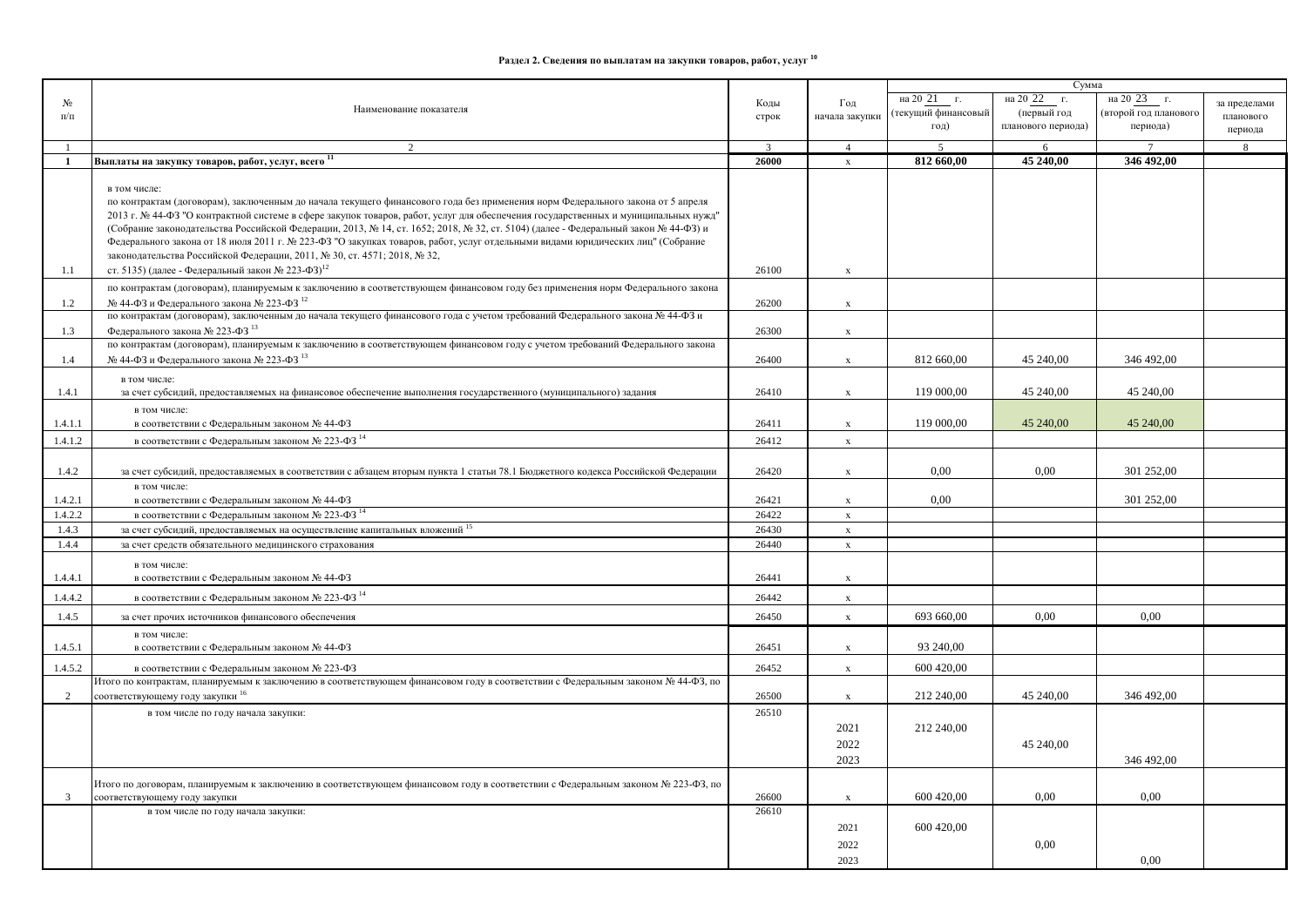## Раздел 2. Сведения по выплатам на закупки товаров, работ, услуг [10]

| № п/п | Наименование показателя | Коды строк | Год начала закупки | Сумма | | | |
|---|---|---|---|---|---|---|---|
| | | | | на 20 21 г. (текущий финансовый год) | на 20 22 г. (первый год планового периода) | на 20 23 г. (второй год планового периода) | за пределами планового периода |
| 1 | 2 | 3 | 4 | 5 | 6 | 7 | 8 |
| **1** | **Выплаты на закупку товаров, работ, услуг, всего [11]** | **26000** | x | **812 660,00** | **45 240,00** | **346 492,00** | |
| 1.1 | в том числе: по контрактам (договорам), заключенным до начала текущего финансового года без применения норм Федерального закона от 5 апреля 2013 г. № 44-ФЗ "О контрактной системе в сфере закупок товаров, работ, услуг для обеспечения государственных и муниципальных нужд" (Собрание законодательства Российской Федерации, 2013, № 14, ст. 1652; 2018, № 32, ст. 5104) (далее - Федеральный закон № 44-ФЗ) и Федерального закона от 18 июля 2011 г. № 223-ФЗ "О закупках товаров, работ, услуг отдельными видами юридических лиц" (Собрание законодательства Российской Федерации, 2011, № 30, ст. 4571; 2018, № 32, ст. 5135) (далее - Федеральный закон № 223-ФЗ)[12] | 26100 | x | | | | |
| 1.2 | по контрактам (договорам), планируемым к заключению в соответствующем финансовом году без применения норм Федерального закона № 44-ФЗ и Федерального закона № 223-ФЗ [12] | 26200 | x | | | | |
| 1.3 | по контрактам (договорам), заключенным до начала текущего финансового года с учетом требований Федерального закона № 44-ФЗ и Федерального закона № 223-ФЗ [13] | 26300 | x | | | | |
| 1.4 | по контрактам (договорам), планируемым к заключению в соответствующем финансовом году с учетом требований Федерального закона № 44-ФЗ и Федерального закона № 223-ФЗ [13] | 26400 | x | 812 660,00 | 45 240,00 | 346 492,00 | |
| 1.4.1 | в том числе: за счет субсидий, предоставляемых на финансовое обеспечение выполнения государственного (муниципального) задания | 26410 | x | 119 000,00 | 45 240,00 | 45 240,00 | |
| 1.4.1.1 | в том числе: в соответствии с Федеральным законом № 44-ФЗ | 26411 | x | 119 000,00 | 45 240,00 | 45 240,00 | |
| 1.4.1.2 | в соответствии с Федеральным законом № 223-ФЗ [14] | 26412 | x | | | | |
| 1.4.2 | за счет субсидий, предоставляемых в соответствии с абзацем вторым пункта 1 статьи 78.1 Бюджетного кодекса Российской Федерации | 26420 | x | 0,00 | 0,00 | 301 252,00 | |
| 1.4.2.1 | в том числе: в соответствии с Федеральным законом № 44-ФЗ | 26421 | x | 0,00 | | 301 252,00 | |
| 1.4.2.2 | в соответствии с Федеральным законом № 223-ФЗ [14] | 26422 | x | | | | |
| 1.4.3 | за счет субсидий, предоставляемых на осуществление капитальных вложений [15] | 26430 | x | | | | |
| 1.4.4 | за счет средств обязательного медицинского страхования | 26440 | x | | | | |
| 1.4.4.1 | в том числе: в соответствии с Федеральным законом № 44-ФЗ | 26441 | x | | | | |
| 1.4.4.2 | в соответствии с Федеральным законом № 223-ФЗ [14] | 26442 | x | | | | |
| 1.4.5 | за счет прочих источников финансового обеспечения | 26450 | x | 693 660,00 | 0,00 | 0,00 | |
| 1.4.5.1 | в том числе: в соответствии с Федеральным законом № 44-ФЗ | 26451 | x | 93 240,00 | | | |
| 1.4.5.2 | в соответствии с Федеральным законом № 223-ФЗ | 26452 | x | 600 420,00 | | | |
| 2 | Итого по контрактам, планируемым к заключению в соответствующем финансовом году в соответствии с Федеральным законом № 44-ФЗ, по соответствующему году закупки [16] | 26500 | x | 212 240,00 | 45 240,00 | 346 492,00 | |
| | в том числе по году начала закупки: | 26510 | | | | | |
| | | | 2021 | 212 240,00 | | | |
| | | | 2022 | | 45 240,00 | | |
| | | | 2023 | | | 346 492,00 | |
| 3 | Итого по договорам, планируемым к заключению в соответствующем финансовом году в соответствии с Федеральным законом № 223-ФЗ, по соответствующему году закупки | 26600 | x | 600 420,00 | 0,00 | 0,00 | |
| | в том числе по году начала закупки: | 26610 | | | | | |
| | | | 2021 | 600 420,00 | | | |
| | | | 2022 | | 0,00 | | |
| | | | 2023 | | | 0,00 | |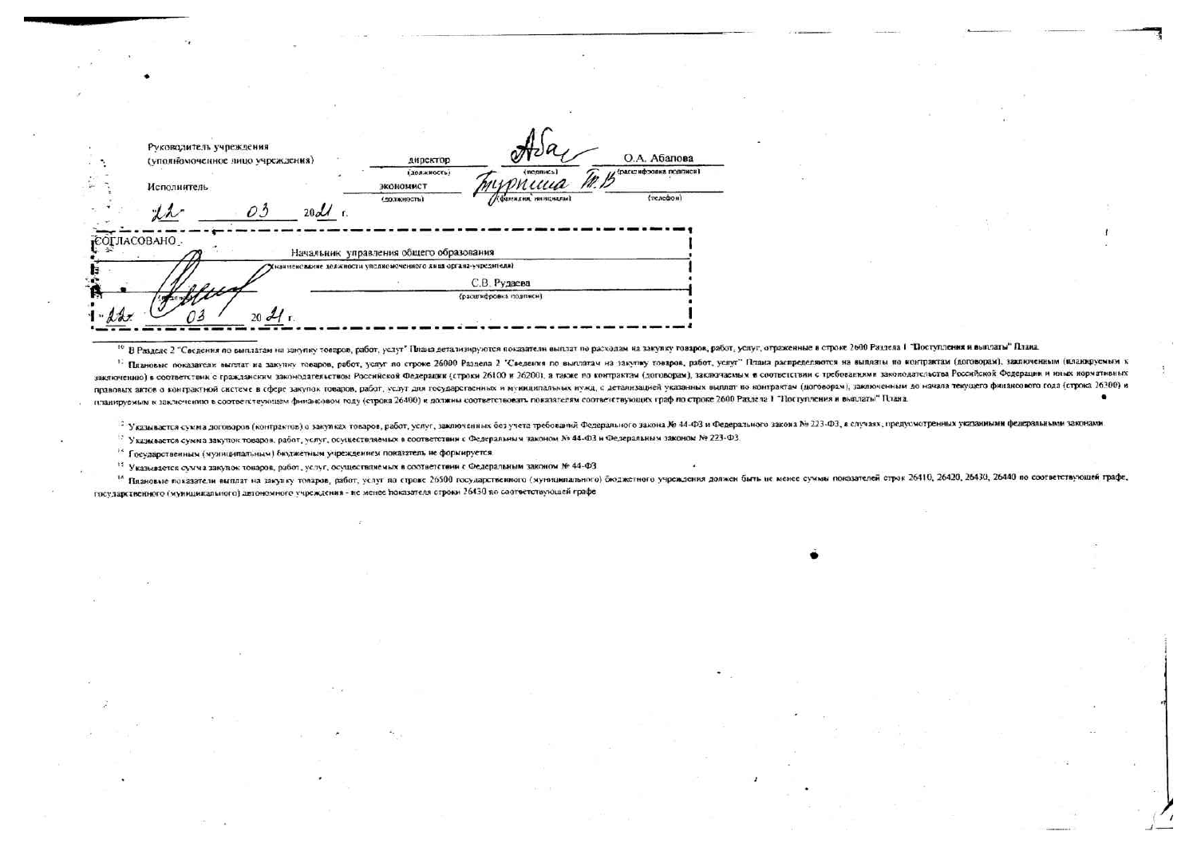Руководитель учреждения (уполномоченное лицо учреждения) | директор (должность) | (подпись) | О.А. Абапова (расшифровка подписи)

Исполнитель | экономист (должность) | Турнина Т.В. (фамилия, инициалы) | (телефон)

«22» 03 2021 г.

СОГЛАСОВАНО

Начальник управления общего образования

(наименование должности уполномоченного лица органа-учредителя)

(подпись) | С.В. Рудаева (расшифровка подписи)

«22» 03 2021 г.

---

[10] В Раздел 2 "Сведения по выплатам на закупку товаров, работ, услуг" Плана детализируются показатели выплат по расходам на закупку товаров, работ, услуг, отраженные в строке 2600 Раздела 1 "Поступления и выплаты" Плана.

[11] Плановые показатели выплат на закупку товаров, работ, услуг по строке 26000 Раздела 2 "Сведения по выплатам на закупку товаров, работ, услуг" Плана распределяются на выплаты по контрактам (договорам), заключенным (планируемым к заключению) в соответствии с гражданским законодательством Российской Федерации (строки 26100 и 26200), а также по контрактам (договорам), заключаемым в соответствии с требованиями законодательства Российской Федерации и иных нормативных правовых актов о контрактной системе в сфере закупок товаров, работ, услуг для государственных и муниципальных нужд, с детализацией указанных выплат по контрактам (договорам), заключенным до начала текущего финансового года (строка 26300) и планируемым к заключению в соответствующем финансовом году (строка 26400) и должны соответствовать показателям соответствующих граф по строке 2600 Раздела 1 "Поступления и выплаты" Плана.

[12] Указывается сумма договоров (контрактов) о закупках товаров, работ, услуг, заключенных без учета требований Федерального закона № 44-ФЗ и Федерального закона № 223-ФЗ, в случаях, предусмотренных указанными федеральными законами.

[13] Указывается сумма закупок товаров, работ, услуг, осуществляемых в соответствии с Федеральным законом № 44-ФЗ и Федеральным законом № 223-ФЗ.

[14] Государственным (муниципальным) бюджетным учреждением показатель не формируется.

[15] Указывается сумма закупок товаров, работ, услуг, осуществляемых в соответствии с Федеральным законом № 44-ФЗ.

[16] Плановые показатели выплат на закупку товаров, работ, услуг по строке 26500 государственного (муниципального) бюджетного учреждения должен быть не менее суммы показателей строк 26410, 26420, 26430, 26440 по соответствующей графе, государственного (муниципального) автономного учреждения - не менее показателя строки 26430 по соответствующей графе